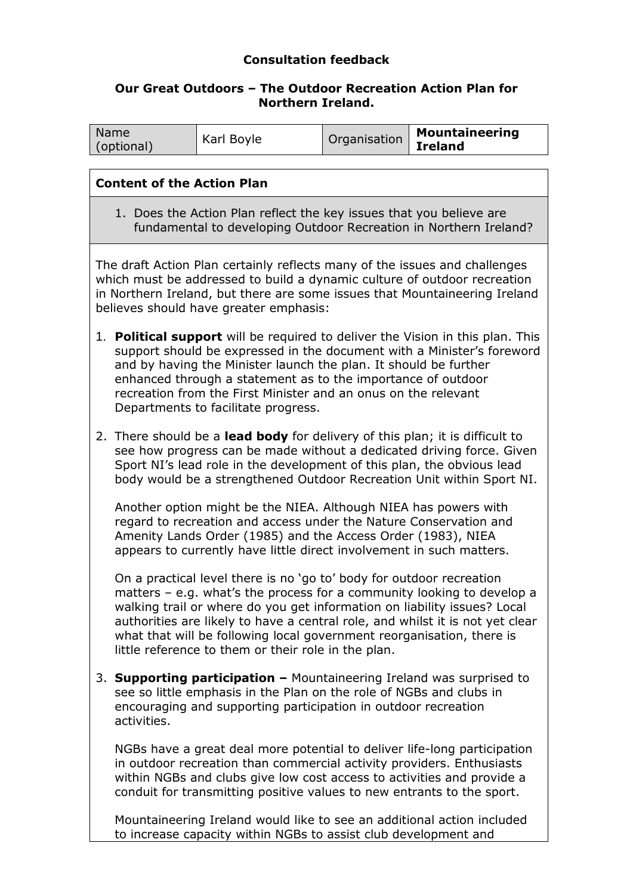**Consultation feedback**

**Our Great Outdoors – The Outdoor Recreation Action Plan for Northern Ireland.**

| Name (optional) | Karl Boyle | Organisation | **Mountaineering Ireland** |
|---|---|---|---|

**Content of the Action Plan**

1. Does the Action Plan reflect the key issues that you believe are fundamental to developing Outdoor Recreation in Northern Ireland?

The draft Action Plan certainly reflects many of the issues and challenges which must be addressed to build a dynamic culture of outdoor recreation in Northern Ireland, but there are some issues that Mountaineering Ireland believes should have greater emphasis:

1. **Political support** will be required to deliver the Vision in this plan. This support should be expressed in the document with a Minister's foreword and by having the Minister launch the plan. It should be further enhanced through a statement as to the importance of outdoor recreation from the First Minister and an onus on the relevant Departments to facilitate progress.

2. There should be a **lead body** for delivery of this plan; it is difficult to see how progress can be made without a dedicated driving force. Given Sport NI's lead role in the development of this plan, the obvious lead body would be a strengthened Outdoor Recreation Unit within Sport NI.

   Another option might be the NIEA. Although NIEA has powers with regard to recreation and access under the Nature Conservation and Amenity Lands Order (1985) and the Access Order (1983), NIEA appears to currently have little direct involvement in such matters.

   On a practical level there is no 'go to' body for outdoor recreation matters – e.g. what's the process for a community looking to develop a walking trail or where do you get information on liability issues? Local authorities are likely to have a central role, and whilst it is not yet clear what that will be following local government reorganisation, there is little reference to them or their role in the plan.

3. **Supporting participation –** Mountaineering Ireland was surprised to see so little emphasis in the Plan on the role of NGBs and clubs in encouraging and supporting participation in outdoor recreation activities.

   NGBs have a great deal more potential to deliver life-long participation in outdoor recreation than commercial activity providers. Enthusiasts within NGBs and clubs give low cost access to activities and provide a conduit for transmitting positive values to new entrants to the sport.

   Mountaineering Ireland would like to see an additional action included to increase capacity within NGBs to assist club development and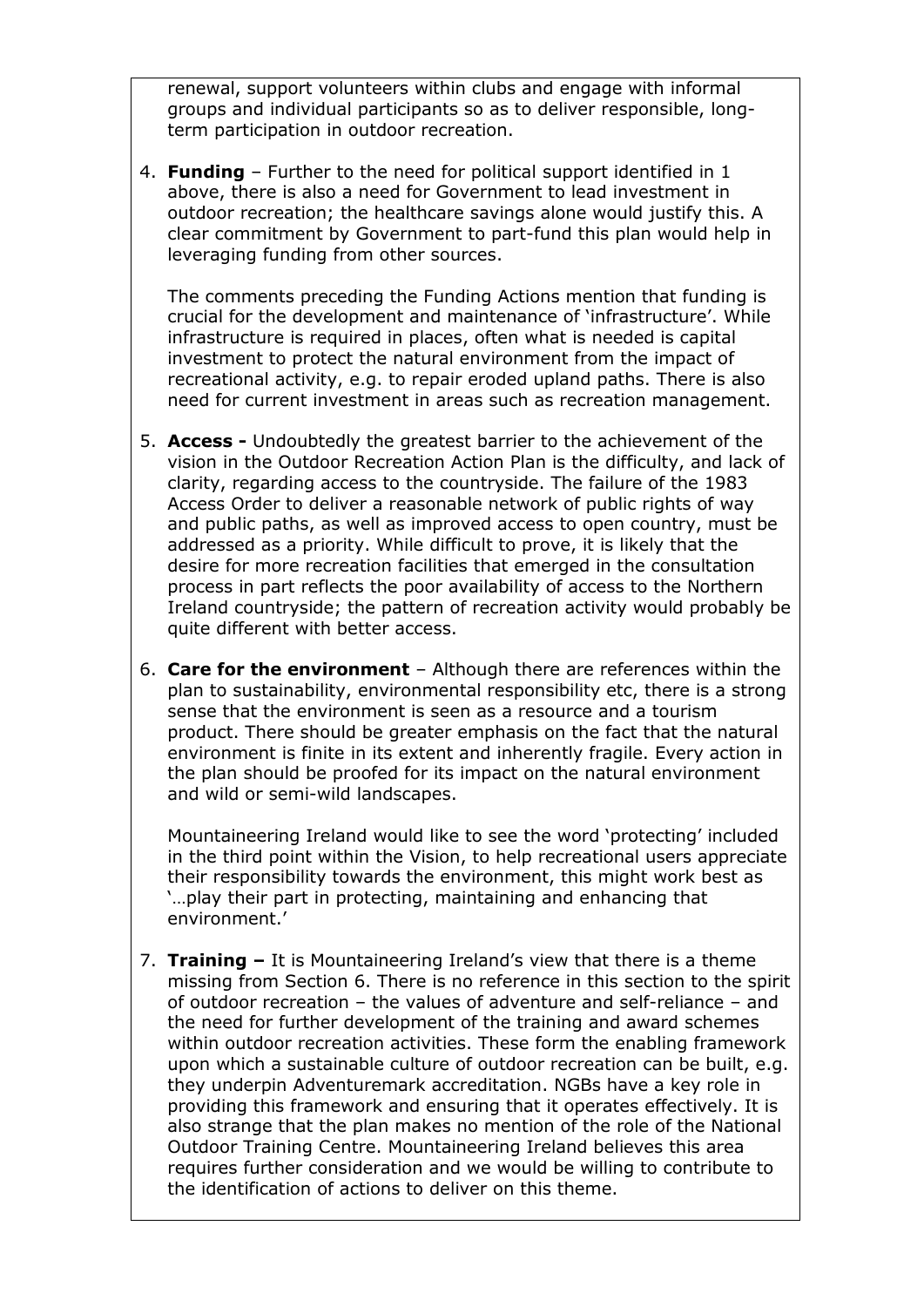renewal, support volunteers within clubs and engage with informal groups and individual participants so as to deliver responsible, long-term participation in outdoor recreation.

4. **Funding** – Further to the need for political support identified in 1 above, there is also a need for Government to lead investment in outdoor recreation; the healthcare savings alone would justify this. A clear commitment by Government to part-fund this plan would help in leveraging funding from other sources.

   The comments preceding the Funding Actions mention that funding is crucial for the development and maintenance of 'infrastructure'. While infrastructure is required in places, often what is needed is capital investment to protect the natural environment from the impact of recreational activity, e.g. to repair eroded upland paths. There is also need for current investment in areas such as recreation management.

5. **Access -** Undoubtedly the greatest barrier to the achievement of the vision in the Outdoor Recreation Action Plan is the difficulty, and lack of clarity, regarding access to the countryside. The failure of the 1983 Access Order to deliver a reasonable network of public rights of way and public paths, as well as improved access to open country, must be addressed as a priority. While difficult to prove, it is likely that the desire for more recreation facilities that emerged in the consultation process in part reflects the poor availability of access to the Northern Ireland countryside; the pattern of recreation activity would probably be quite different with better access.

6. **Care for the environment** – Although there are references within the plan to sustainability, environmental responsibility etc, there is a strong sense that the environment is seen as a resource and a tourism product. There should be greater emphasis on the fact that the natural environment is finite in its extent and inherently fragile. Every action in the plan should be proofed for its impact on the natural environment and wild or semi-wild landscapes.

   Mountaineering Ireland would like to see the word 'protecting' included in the third point within the Vision, to help recreational users appreciate their responsibility towards the environment, this might work best as '…play their part in protecting, maintaining and enhancing that environment.'

7. **Training –** It is Mountaineering Ireland's view that there is a theme missing from Section 6. There is no reference in this section to the spirit of outdoor recreation – the values of adventure and self-reliance – and the need for further development of the training and award schemes within outdoor recreation activities. These form the enabling framework upon which a sustainable culture of outdoor recreation can be built, e.g. they underpin Adventuremark accreditation. NGBs have a key role in providing this framework and ensuring that it operates effectively. It is also strange that the plan makes no mention of the role of the National Outdoor Training Centre. Mountaineering Ireland believes this area requires further consideration and we would be willing to contribute to the identification of actions to deliver on this theme.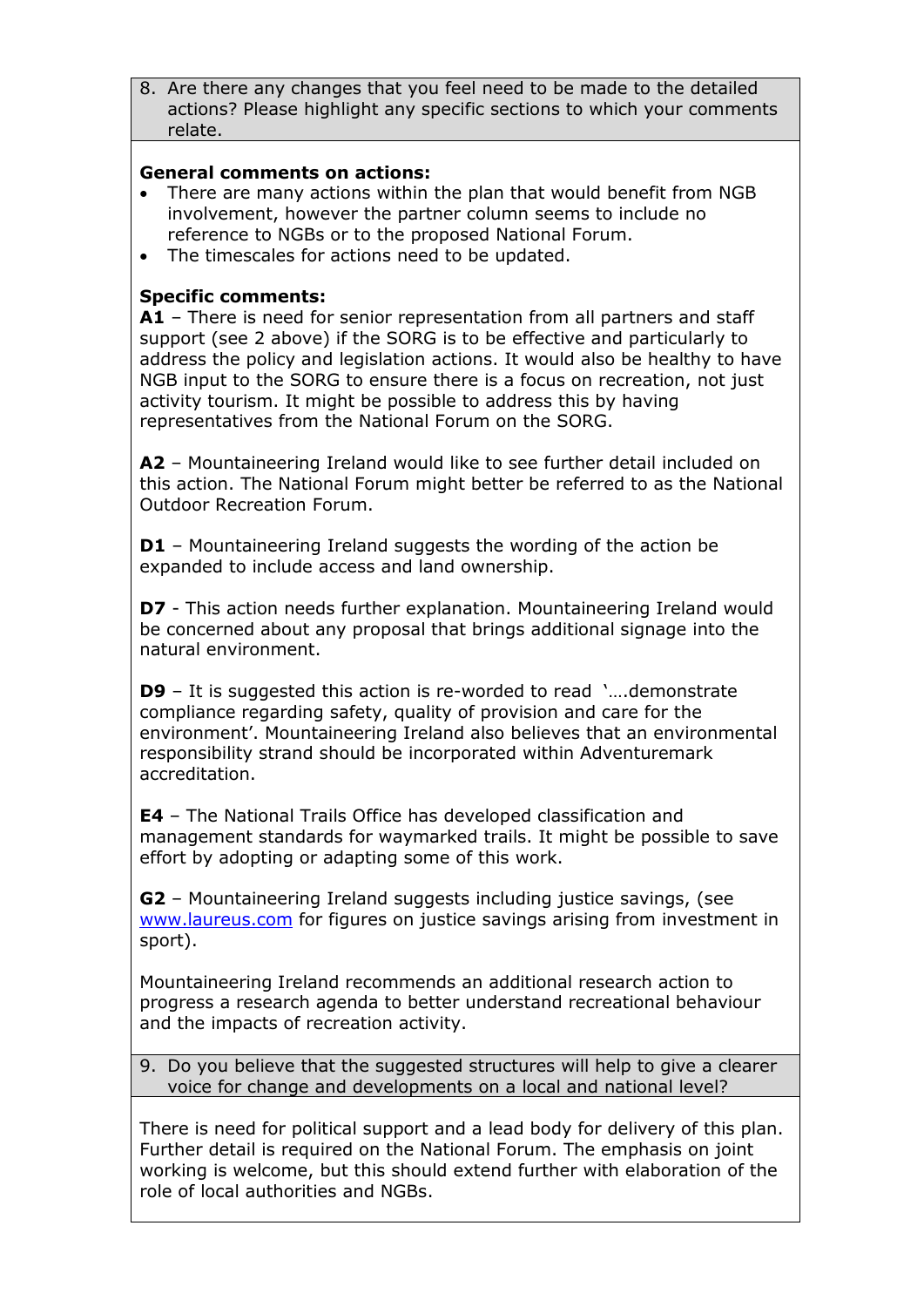8. Are there any changes that you feel need to be made to the detailed actions? Please highlight any specific sections to which your comments relate.

**General comments on actions:**

- There are many actions within the plan that would benefit from NGB involvement, however the partner column seems to include no reference to NGBs or to the proposed National Forum.
- The timescales for actions need to be updated.

**Specific comments:**

**A1** – There is need for senior representation from all partners and staff support (see 2 above) if the SORG is to be effective and particularly to address the policy and legislation actions. It would also be healthy to have NGB input to the SORG to ensure there is a focus on recreation, not just activity tourism. It might be possible to address this by having representatives from the National Forum on the SORG.

**A2** – Mountaineering Ireland would like to see further detail included on this action. The National Forum might better be referred to as the National Outdoor Recreation Forum.

**D1** – Mountaineering Ireland suggests the wording of the action be expanded to include access and land ownership.

**D7** - This action needs further explanation. Mountaineering Ireland would be concerned about any proposal that brings additional signage into the natural environment.

**D9** – It is suggested this action is re-worded to read '….demonstrate compliance regarding safety, quality of provision and care for the environment'. Mountaineering Ireland also believes that an environmental responsibility strand should be incorporated within Adventuremark accreditation.

**E4** – The National Trails Office has developed classification and management standards for waymarked trails. It might be possible to save effort by adopting or adapting some of this work.

**G2** – Mountaineering Ireland suggests including justice savings, (see [www.laureus.com](http://www.laureus.com) for figures on justice savings arising from investment in sport).

Mountaineering Ireland recommends an additional research action to progress a research agenda to better understand recreational behaviour and the impacts of recreation activity.

9. Do you believe that the suggested structures will help to give a clearer voice for change and developments on a local and national level?

There is need for political support and a lead body for delivery of this plan. Further detail is required on the National Forum. The emphasis on joint working is welcome, but this should extend further with elaboration of the role of local authorities and NGBs.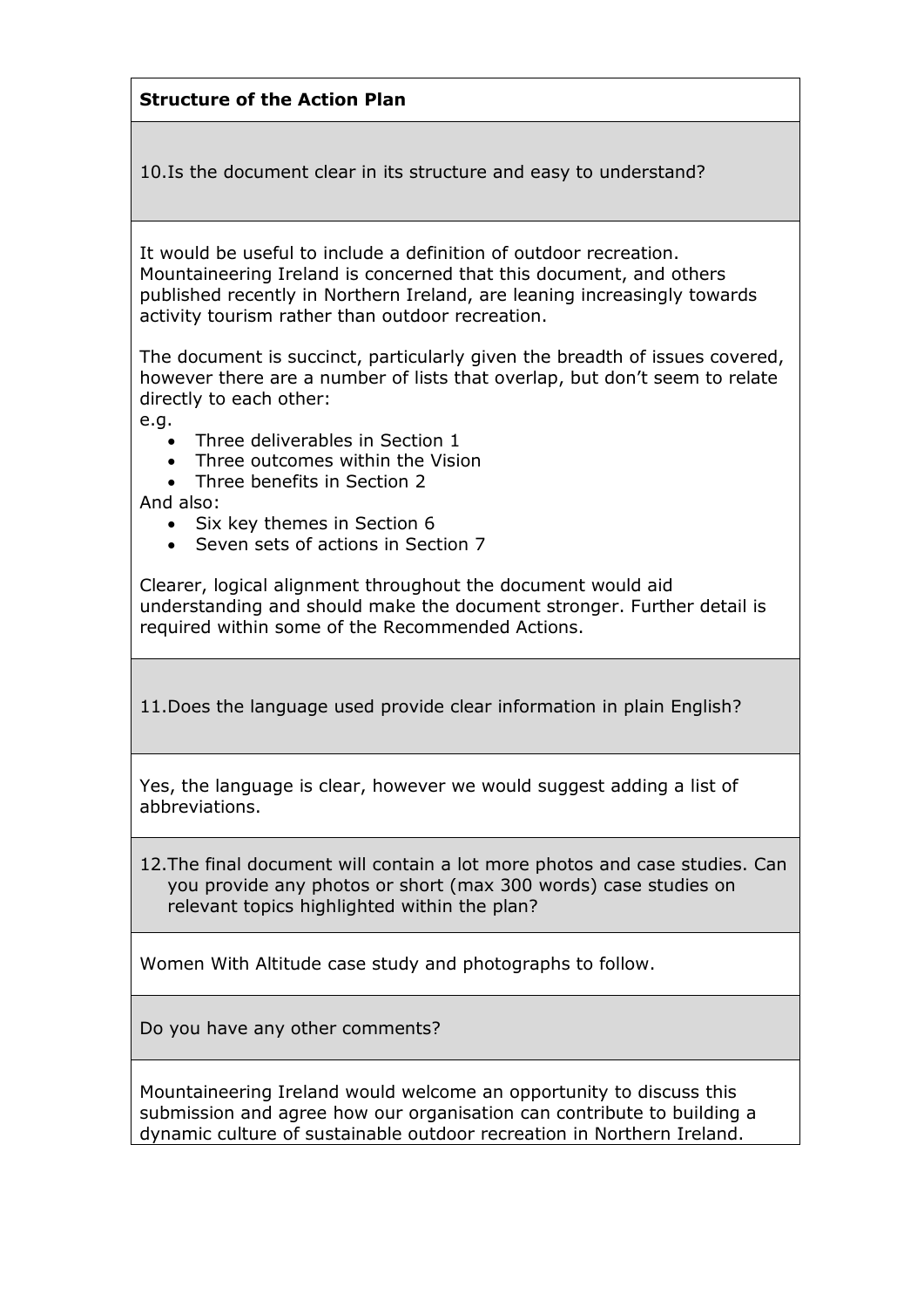**Structure of the Action Plan**

10. Is the document clear in its structure and easy to understand?

It would be useful to include a definition of outdoor recreation. Mountaineering Ireland is concerned that this document, and others published recently in Northern Ireland, are leaning increasingly towards activity tourism rather than outdoor recreation.

The document is succinct, particularly given the breadth of issues covered, however there are a number of lists that overlap, but don't seem to relate directly to each other:

e.g.

- Three deliverables in Section 1
- Three outcomes within the Vision
- Three benefits in Section 2

And also:

- Six key themes in Section 6
- Seven sets of actions in Section 7

Clearer, logical alignment throughout the document would aid understanding and should make the document stronger. Further detail is required within some of the Recommended Actions.

11. Does the language used provide clear information in plain English?

Yes, the language is clear, however we would suggest adding a list of abbreviations.

12. The final document will contain a lot more photos and case studies. Can you provide any photos or short (max 300 words) case studies on relevant topics highlighted within the plan?

Women With Altitude case study and photographs to follow.

Do you have any other comments?

Mountaineering Ireland would welcome an opportunity to discuss this submission and agree how our organisation can contribute to building a dynamic culture of sustainable outdoor recreation in Northern Ireland.